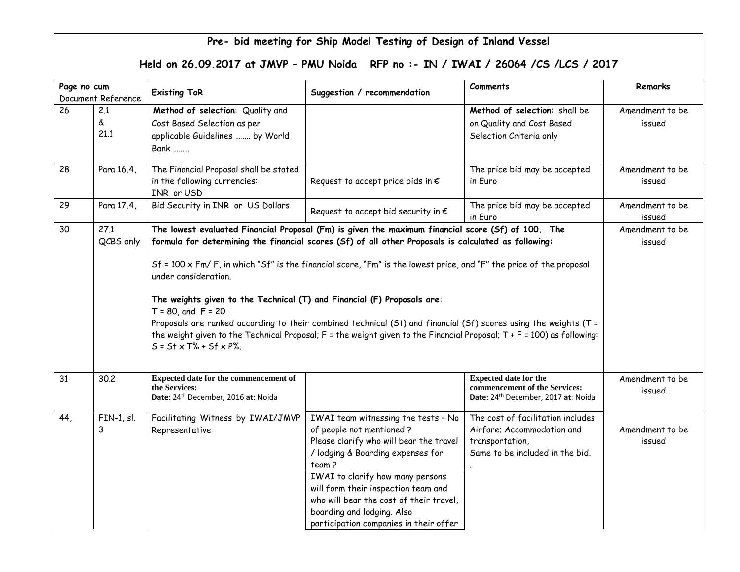**Pre- bid meeting for Ship Model Testing of Design of Inland Vessel**

**Held on 26.09.2017 at JMVP – PMU Noida RFP no :- IN / IWAI / 26064 /CS /LCS / 2017**

| Page no cum Document Reference | | Existing ToR | Suggestion / recommendation | Comments | Remarks |
|---|---|---|---|---|---|
| 26 | 2.1 & 21.1 | **Method of selection**: Quality and Cost Based Selection as per applicable Guidelines …….. by World Bank ……… | | **Method of selection**: shall be on Quality and Cost Based Selection Criteria only | Amendment to be issued |
| 28 | Para 16.4, | The Financial Proposal shall be stated in the following currencies: INR or USD | Request to accept price bids in € | The price bid may be accepted in Euro | Amendment to be issued |
| 29 | Para 17.4, | Bid Security in INR or US Dollars | Request to accept bid security in € | The price bid may be accepted in Euro | Amendment to be issued |
| 30 | 27.1 QCBS only | **The lowest evaluated Financial Proposal (Fm) is given the maximum financial score (Sf) of 100. The formula for determining the financial scores (Sf) of all other Proposals is calculated as following:** Sf = 100 x Fm/ F, in which "Sf" is the financial score, "Fm" is the lowest price, and "F" the price of the proposal under consideration. **The weights given to the Technical (T) and Financial (F) Proposals are**: **T** = 80, and **F** = 20 Proposals are ranked according to their combined technical (St) and financial (Sf) scores using the weights (T = the weight given to the Technical Proposal; F = the weight given to the Financial Proposal; T + F = 100) as following: S = St x T% + Sf x P%. | | | Amendment to be issued |
| 31 | 30.2 | **Expected date for the commencement of the Services:** **Date**: 24th December, 2016 **at**: Noida | | **Expected date for the commencement of the Services:** **Date**: 24th December, 2017 **at**: Noida | Amendment to be issued |
| 44, | FIN-1, sl. 3 | Facilitating Witness by IWAI/JMVP Representative | IWAI team witnessing the tests – No of people not mentioned ? Please clarify who will bear the travel / lodging & Boarding expenses for team ? IWAI to clarify how many persons will form their inspection team and who will bear the cost of their travel, boarding and lodging. Also participation companies in their offer | The cost of facilitation includes Airfare; Accommodation and transportation, Same to be included in the bid. . | Amendment to be issued |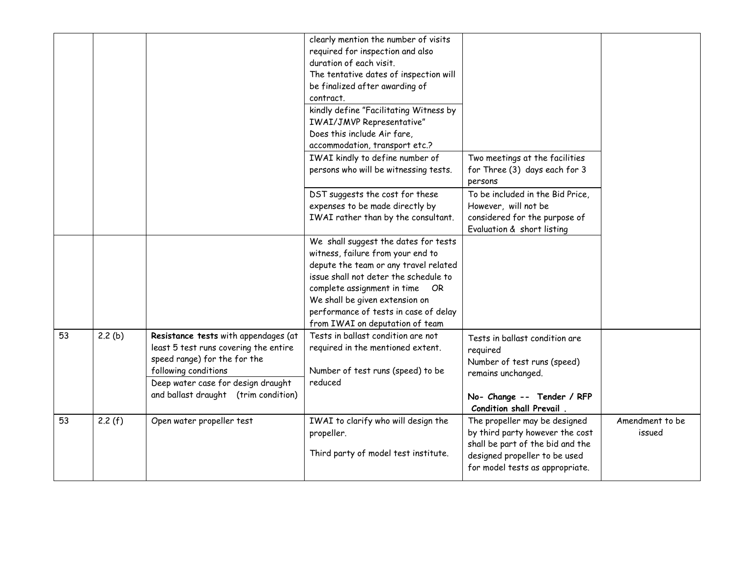| | | | | | |
|---|---|---|---|---|---|
| | | | clearly mention the number of visits required for inspection and also duration of each visit. The tentative dates of inspection will be finalized after awarding of contract. | | |
| | | | kindly define "Facilitating Witness by IWAI/JMVP Representative" Does this include Air fare, accommodation, transport etc.? | | |
| | | | IWAI kindly to define number of persons who will be witnessing tests. | Two meetings at the facilities for Three (3) days each for 3 persons | |
| | | | DST suggests the cost for these expenses to be made directly by IWAI rather than by the consultant. | To be included in the Bid Price, However, will not be considered for the purpose of Evaluation & short listing | |
| | | | We shall suggest the dates for tests witness, failure from your end to depute the team or any travel related issue shall not deter the schedule to complete assignment in time OR We shall be given extension on performance of tests in case of delay from IWAI on deputation of team | | |
| 53 | 2.2 (b) | **Resistance tests** with appendages (at least 5 test runs covering the entire speed range) for the for the following conditions<br>Deep water case for design draught and ballast draught (trim condition) | Tests in ballast condition are not required in the mentioned extent.<br><br>Number of test runs (speed) to be reduced | Tests in ballast condition are required<br>Number of test runs (speed) remains unchanged.<br><br>**No- Change -- Tender / RFP Condition shall Prevail .** | |
| 53 | 2.2 (f) | Open water propeller test | IWAI to clarify who will design the propeller.<br><br>Third party of model test institute. | The propeller may be designed by third party however the cost shall be part of the bid and the designed propeller to be used for model tests as appropriate. | Amendment to be issued |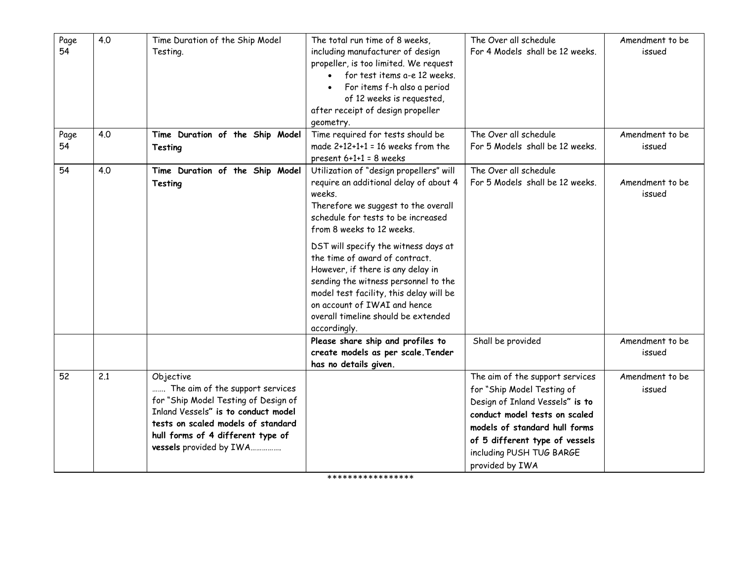| | | | | | |
|---|---|---|---|---|---|
| Page 54 | 4.0 | Time Duration of the Ship Model Testing. | The total run time of 8 weeks, including manufacturer of design propeller, is too limited. We request<br>• for test items a-e 12 weeks.<br>• For items f-h also a period of 12 weeks is requested,<br>after receipt of design propeller geometry. | The Over all schedule For 4 Models shall be 12 weeks. | Amendment to be issued |
| Page 54 | 4.0 | **Time Duration of the Ship Model Testing** | Time required for tests should be made 2+12+1+1 = 16 weeks from the present 6+1+1 = 8 weeks | The Over all schedule For 5 Models shall be 12 weeks. | Amendment to be issued |
| 54 | 4.0 | **Time Duration of the Ship Model Testing** | Utilization of "design propellers" will require an additional delay of about 4 weeks.<br>Therefore we suggest to the overall schedule for tests to be increased from 8 weeks to 12 weeks.<br>DST will specify the witness days at the time of award of contract. However, if there is any delay in sending the witness personnel to the model test facility, this delay will be on account of IWAI and hence overall timeline should be extended accordingly. | The Over all schedule For 5 Models shall be 12 weeks. | Amendment to be issued |
| | | | **Please share ship and profiles to create models as per scale.Tender has no details given.** | Shall be provided | Amendment to be issued |
| 52 | 2.1 | Objective<br>……. The aim of the support services for "Ship Model Testing of Design of Inland Vessels**" is to conduct model tests on scaled models of standard hull forms of 4 different type of vessels** provided by IWA……………. | | The aim of the support services for "Ship Model Testing of Design of Inland Vessels**" is to conduct model tests on scaled models of standard hull forms of 5 different type of vessels** including PUSH TUG BARGE provided by IWA | Amendment to be issued |

*****************